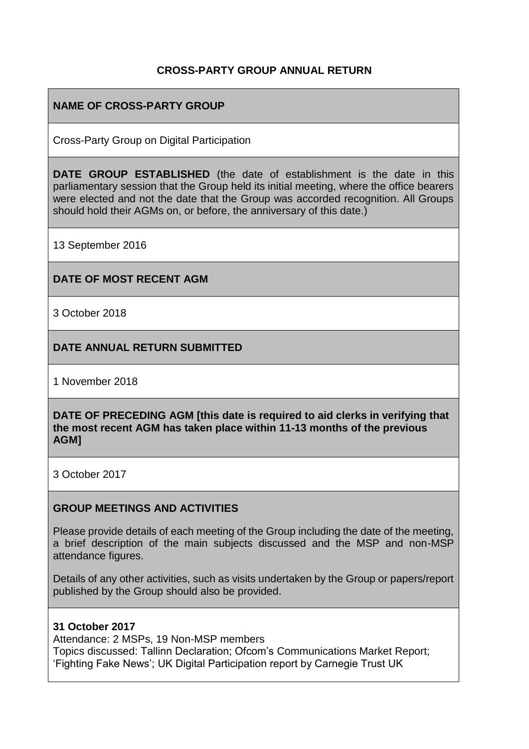# CROSS-PARTY GROUP ANNUAL RETURN

## NAME OF CROSS-PARTY GROUP

Cross-Party Group on Digital Participation

**DATE GROUP ESTABLISHED** (the date of establishment is the date in this parliamentary session that the Group held its initial meeting, where the office bearers were elected and not the date that the Group was accorded recognition. All Groups should hold their AGMs on, or before, the anniversary of this date.)

13 September 2016

## DATE OF MOST RECENT AGM

3 October 2018

## DATE ANNUAL RETURN SUBMITTED

1 November 2018

**DATE OF PRECEDING AGM [this date is required to aid clerks in verifying that the most recent AGM has taken place within 11-13 months of the previous AGM]**

3 October 2017

## GROUP MEETINGS AND ACTIVITIES

Please provide details of each meeting of the Group including the date of the meeting, a brief description of the main subjects discussed and the MSP and non-MSP attendance figures.

Details of any other activities, such as visits undertaken by the Group or papers/report published by the Group should also be provided.

**31 October 2017**
Attendance: 2 MSPs, 19 Non-MSP members
Topics discussed: Tallinn Declaration; Ofcom's Communications Market Report; 'Fighting Fake News'; UK Digital Participation report by Carnegie Trust UK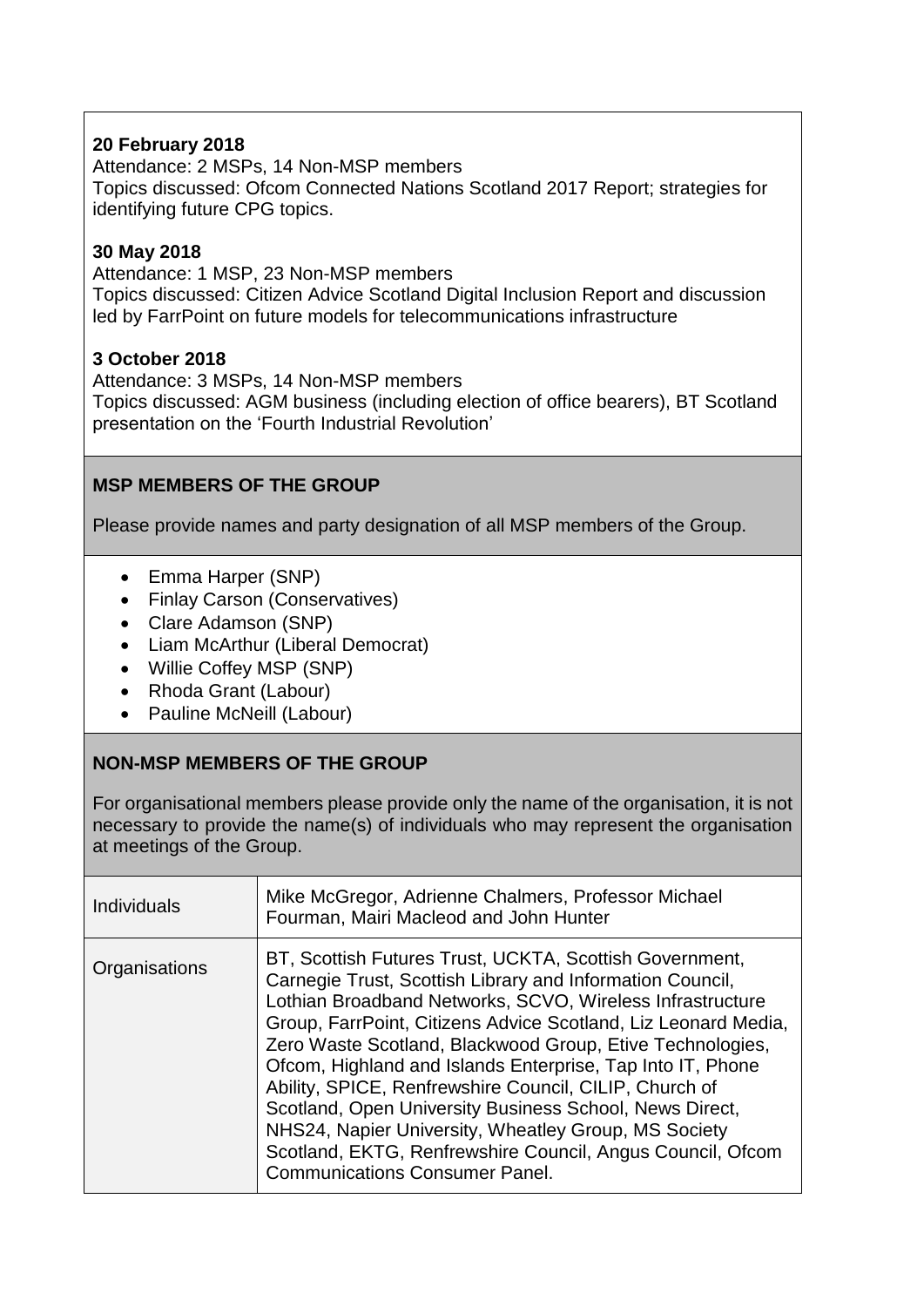**20 February 2018**
Attendance: 2 MSPs, 14 Non-MSP members
Topics discussed: Ofcom Connected Nations Scotland 2017 Report; strategies for identifying future CPG topics.

**30 May 2018**
Attendance: 1 MSP, 23 Non-MSP members
Topics discussed: Citizen Advice Scotland Digital Inclusion Report and discussion led by FarrPoint on future models for telecommunications infrastructure

**3 October 2018**
Attendance: 3 MSPs, 14 Non-MSP members
Topics discussed: AGM business (including election of office bearers), BT Scotland presentation on the 'Fourth Industrial Revolution'

## MSP MEMBERS OF THE GROUP

Please provide names and party designation of all MSP members of the Group.

- Emma Harper (SNP)
- Finlay Carson (Conservatives)
- Clare Adamson (SNP)
- Liam McArthur (Liberal Democrat)
- Willie Coffey MSP (SNP)
- Rhoda Grant (Labour)
- Pauline McNeill (Labour)

## NON-MSP MEMBERS OF THE GROUP

For organisational members please provide only the name of the organisation, it is not necessary to provide the name(s) of individuals who may represent the organisation at meetings of the Group.

| | |
|---|---|
| Individuals | Mike McGregor, Adrienne Chalmers, Professor Michael Fourman, Mairi Macleod and John Hunter |
| Organisations | BT, Scottish Futures Trust, UCKTA, Scottish Government, Carnegie Trust, Scottish Library and Information Council, Lothian Broadband Networks, SCVO, Wireless Infrastructure Group, FarrPoint, Citizens Advice Scotland, Liz Leonard Media, Zero Waste Scotland, Blackwood Group, Etive Technologies, Ofcom, Highland and Islands Enterprise, Tap Into IT, Phone Ability, SPICE, Renfrewshire Council, CILIP, Church of Scotland, Open University Business School, News Direct, NHS24, Napier University, Wheatley Group, MS Society Scotland, EKTG, Renfrewshire Council, Angus Council, Ofcom Communications Consumer Panel. |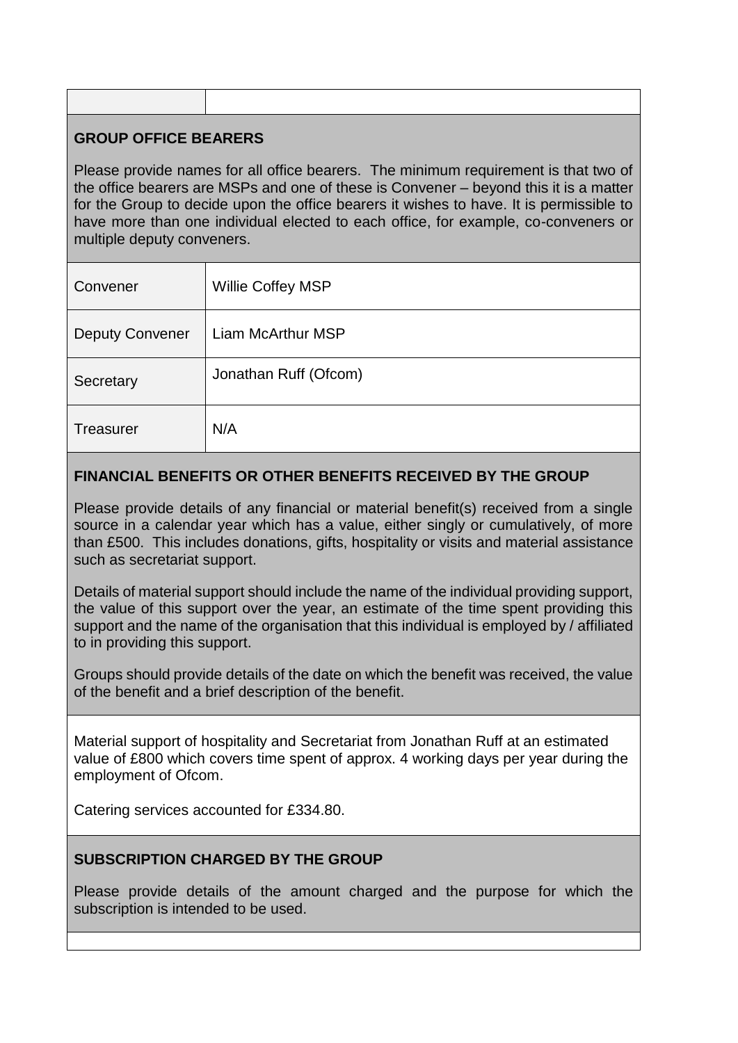| | |
|---|---|

**GROUP OFFICE BEARERS**

Please provide names for all office bearers. The minimum requirement is that two of the office bearers are MSPs and one of these is Convener – beyond this it is a matter for the Group to decide upon the office bearers it wishes to have. It is permissible to have more than one individual elected to each office, for example, co-conveners or multiple deputy conveners.

| | |
|---|---|
| Convener | Willie Coffey MSP |
| Deputy Convener | Liam McArthur MSP |
| Secretary | Jonathan Ruff (Ofcom) |
| Treasurer | N/A |

**FINANCIAL BENEFITS OR OTHER BENEFITS RECEIVED BY THE GROUP**

Please provide details of any financial or material benefit(s) received from a single source in a calendar year which has a value, either singly or cumulatively, of more than £500. This includes donations, gifts, hospitality or visits and material assistance such as secretariat support.

Details of material support should include the name of the individual providing support, the value of this support over the year, an estimate of the time spent providing this support and the name of the organisation that this individual is employed by / affiliated to in providing this support.

Groups should provide details of the date on which the benefit was received, the value of the benefit and a brief description of the benefit.

Material support of hospitality and Secretariat from Jonathan Ruff at an estimated value of £800 which covers time spent of approx. 4 working days per year during the employment of Ofcom.

Catering services accounted for £334.80.

**SUBSCRIPTION CHARGED BY THE GROUP**

Please provide details of the amount charged and the purpose for which the subscription is intended to be used.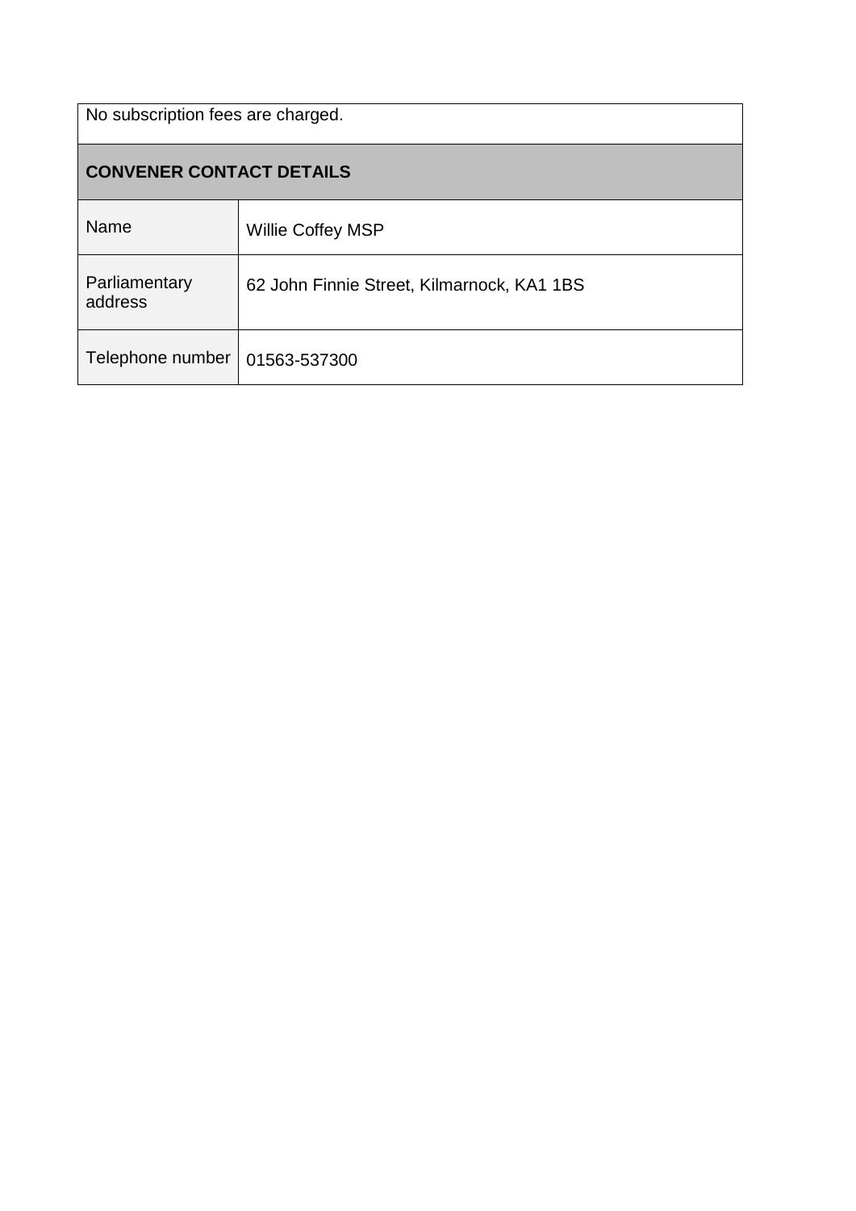| | |
|---|---|
| No subscription fees are charged. | |
| **CONVENER CONTACT DETAILS** | |
| Name | Willie Coffey MSP |
| Parliamentary address | 62 John Finnie Street, Kilmarnock, KA1 1BS |
| Telephone number | 01563-537300 |